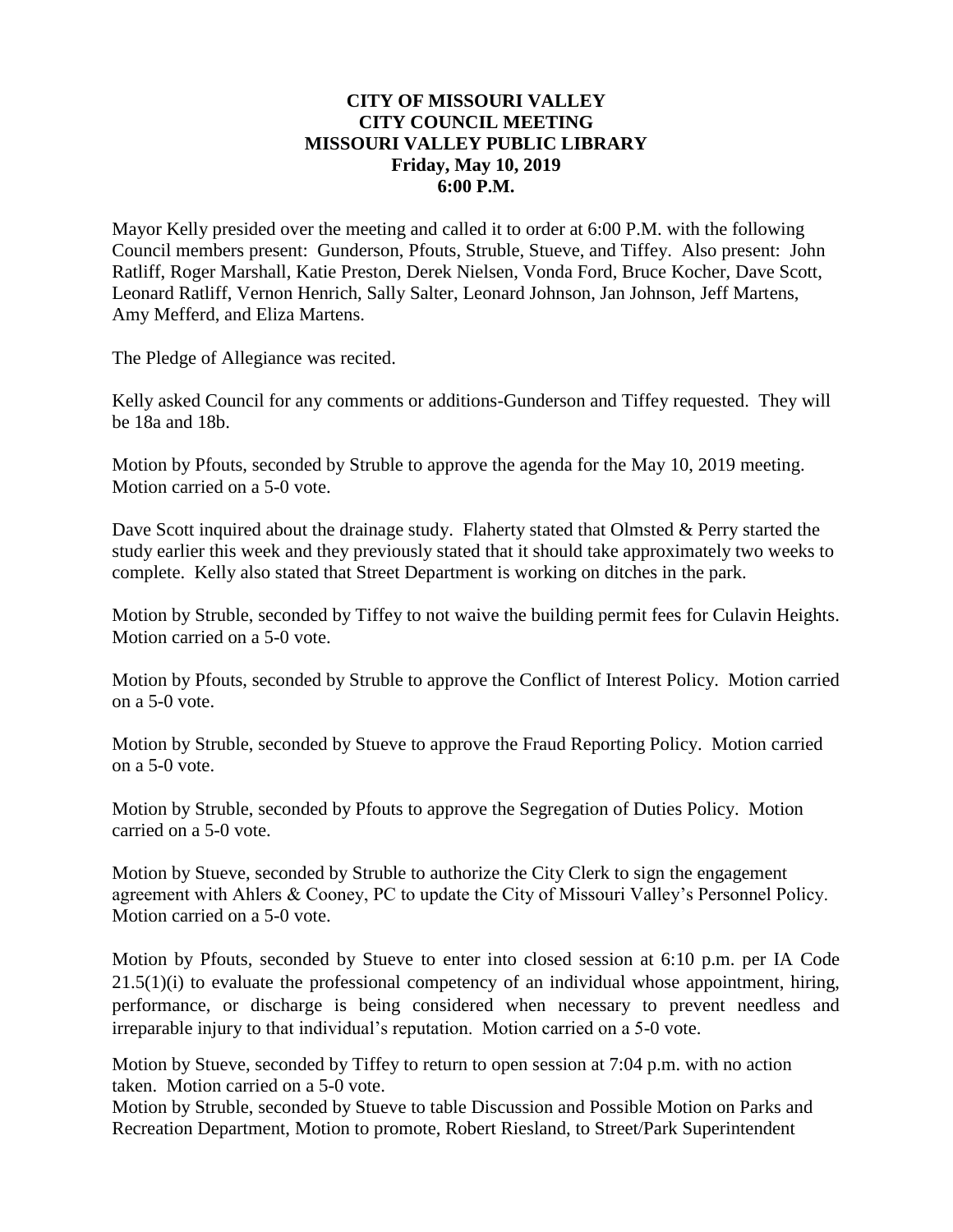**CITY OF MISSOURI VALLEY**
**CITY COUNCIL MEETING**
**MISSOURI VALLEY PUBLIC LIBRARY**
**Friday, May 10, 2019**
**6:00 P.M.**

Mayor Kelly presided over the meeting and called it to order at 6:00 P.M. with the following Council members present: Gunderson, Pfouts, Struble, Stueve, and Tiffey. Also present: John Ratliff, Roger Marshall, Katie Preston, Derek Nielsen, Vonda Ford, Bruce Kocher, Dave Scott, Leonard Ratliff, Vernon Henrich, Sally Salter, Leonard Johnson, Jan Johnson, Jeff Martens, Amy Mefferd, and Eliza Martens.

The Pledge of Allegiance was recited.

Kelly asked Council for any comments or additions-Gunderson and Tiffey requested. They will be 18a and 18b.

Motion by Pfouts, seconded by Struble to approve the agenda for the May 10, 2019 meeting. Motion carried on a 5-0 vote.

Dave Scott inquired about the drainage study. Flaherty stated that Olmsted & Perry started the study earlier this week and they previously stated that it should take approximately two weeks to complete. Kelly also stated that Street Department is working on ditches in the park.

Motion by Struble, seconded by Tiffey to not waive the building permit fees for Culavin Heights. Motion carried on a 5-0 vote.

Motion by Pfouts, seconded by Struble to approve the Conflict of Interest Policy. Motion carried on a 5-0 vote.

Motion by Struble, seconded by Stueve to approve the Fraud Reporting Policy. Motion carried on a 5-0 vote.

Motion by Struble, seconded by Pfouts to approve the Segregation of Duties Policy. Motion carried on a 5-0 vote.

Motion by Stueve, seconded by Struble to authorize the City Clerk to sign the engagement agreement with Ahlers & Cooney, PC to update the City of Missouri Valley's Personnel Policy. Motion carried on a 5-0 vote.

Motion by Pfouts, seconded by Stueve to enter into closed session at 6:10 p.m. per IA Code 21.5(1)(i) to evaluate the professional competency of an individual whose appointment, hiring, performance, or discharge is being considered when necessary to prevent needless and irreparable injury to that individual's reputation. Motion carried on a 5-0 vote.

Motion by Stueve, seconded by Tiffey to return to open session at 7:04 p.m. with no action taken. Motion carried on a 5-0 vote.

Motion by Struble, seconded by Stueve to table Discussion and Possible Motion on Parks and Recreation Department, Motion to promote, Robert Riesland, to Street/Park Superintendent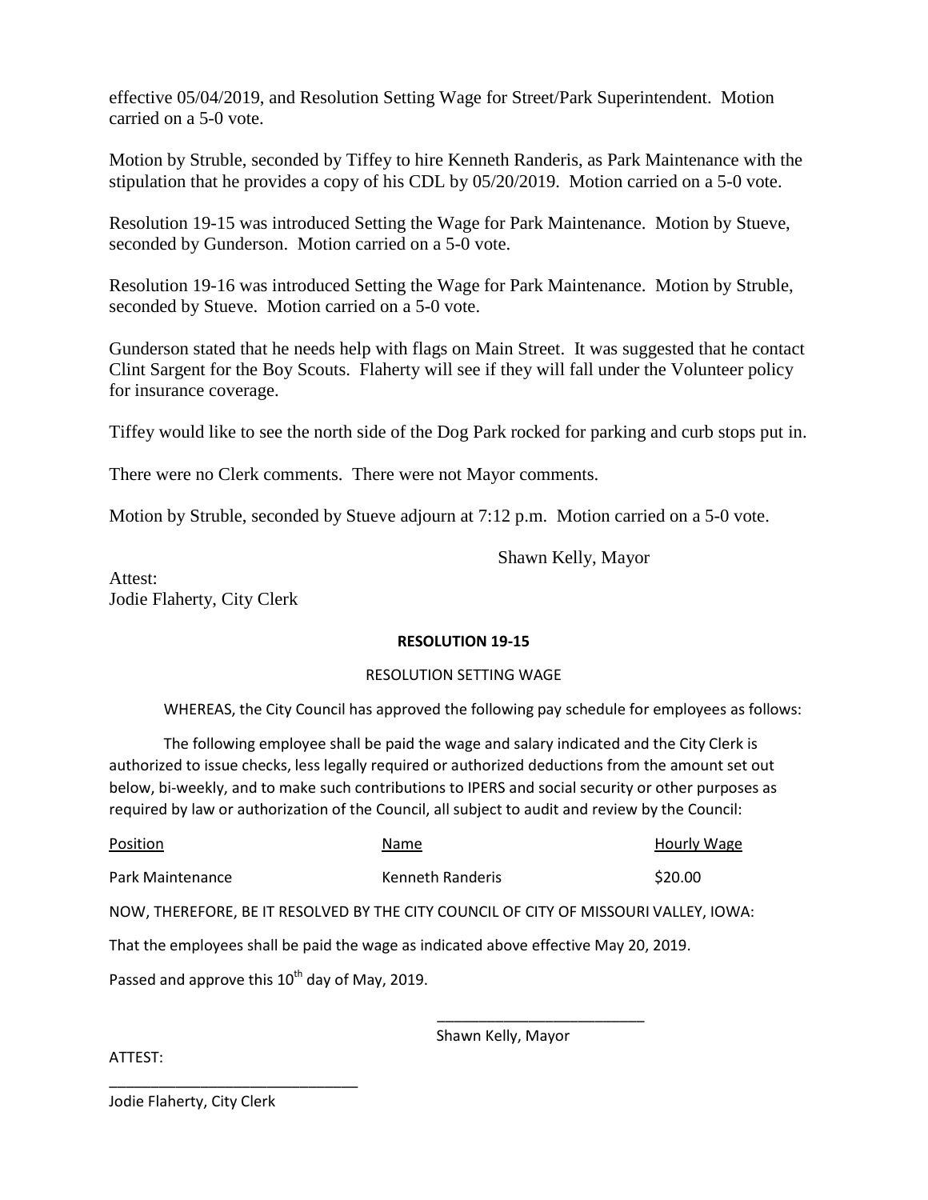effective 05/04/2019, and Resolution Setting Wage for Street/Park Superintendent. Motion carried on a 5-0 vote.

Motion by Struble, seconded by Tiffey to hire Kenneth Randeris, as Park Maintenance with the stipulation that he provides a copy of his CDL by 05/20/2019. Motion carried on a 5-0 vote.

Resolution 19-15 was introduced Setting the Wage for Park Maintenance. Motion by Stueve, seconded by Gunderson. Motion carried on a 5-0 vote.

Resolution 19-16 was introduced Setting the Wage for Park Maintenance. Motion by Struble, seconded by Stueve. Motion carried on a 5-0 vote.

Gunderson stated that he needs help with flags on Main Street. It was suggested that he contact Clint Sargent for the Boy Scouts. Flaherty will see if they will fall under the Volunteer policy for insurance coverage.

Tiffey would like to see the north side of the Dog Park rocked for parking and curb stops put in.

There were no Clerk comments. There were not Mayor comments.

Motion by Struble, seconded by Stueve adjourn at 7:12 p.m. Motion carried on a 5-0 vote.

Shawn Kelly, Mayor

Attest:
Jodie Flaherty, City Clerk

**RESOLUTION 19-15**

RESOLUTION SETTING WAGE

WHEREAS, the City Council has approved the following pay schedule for employees as follows:

The following employee shall be paid the wage and salary indicated and the City Clerk is authorized to issue checks, less legally required or authorized deductions from the amount set out below, bi-weekly, and to make such contributions to IPERS and social security or other purposes as required by law or authorization of the Council, all subject to audit and review by the Council:

| Position | Name | Hourly Wage |
|---|---|---|
| Park Maintenance | Kenneth Randeris | $20.00 |

NOW, THEREFORE, BE IT RESOLVED BY THE CITY COUNCIL OF CITY OF MISSOURI VALLEY, IOWA:

That the employees shall be paid the wage as indicated above effective May 20, 2019.

Passed and approve this 10th day of May, 2019.

\_\_\_\_\_\_\_\_\_\_\_\_\_\_\_\_\_\_\_\_\_\_\_\_\_\_
Shawn Kelly, Mayor

ATTEST:

\_\_\_\_\_\_\_\_\_\_\_\_\_\_\_\_\_\_\_\_\_\_\_\_\_\_\_\_\_\_
Jodie Flaherty, City Clerk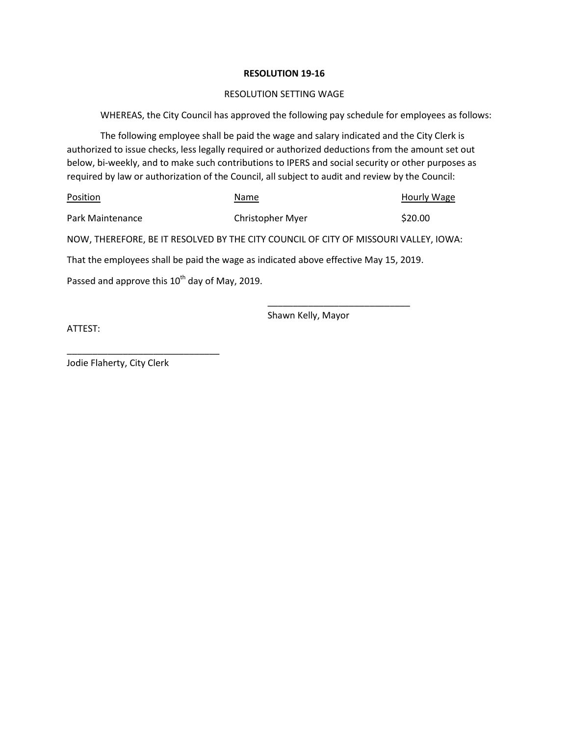**RESOLUTION 19-16**

RESOLUTION SETTING WAGE

WHEREAS, the City Council has approved the following pay schedule for employees as follows:

The following employee shall be paid the wage and salary indicated and the City Clerk is authorized to issue checks, less legally required or authorized deductions from the amount set out below, bi-weekly, and to make such contributions to IPERS and social security or other purposes as required by law or authorization of the Council, all subject to audit and review by the Council:

| Position | Name | Hourly Wage |
|---|---|---|
| Park Maintenance | Christopher Myer | $20.00 |

NOW, THEREFORE, BE IT RESOLVED BY THE CITY COUNCIL OF CITY OF MISSOURI VALLEY, IOWA:

That the employees shall be paid the wage as indicated above effective May 15, 2019.

Passed and approve this 10th day of May, 2019.

\_\_\_\_\_\_\_\_\_\_\_\_\_\_\_\_\_\_\_\_\_\_\_\_\_\_\_\_

Shawn Kelly, Mayor

ATTEST:

\_\_\_\_\_\_\_\_\_\_\_\_\_\_\_\_\_\_\_\_\_\_\_\_\_\_\_\_

Jodie Flaherty, City Clerk